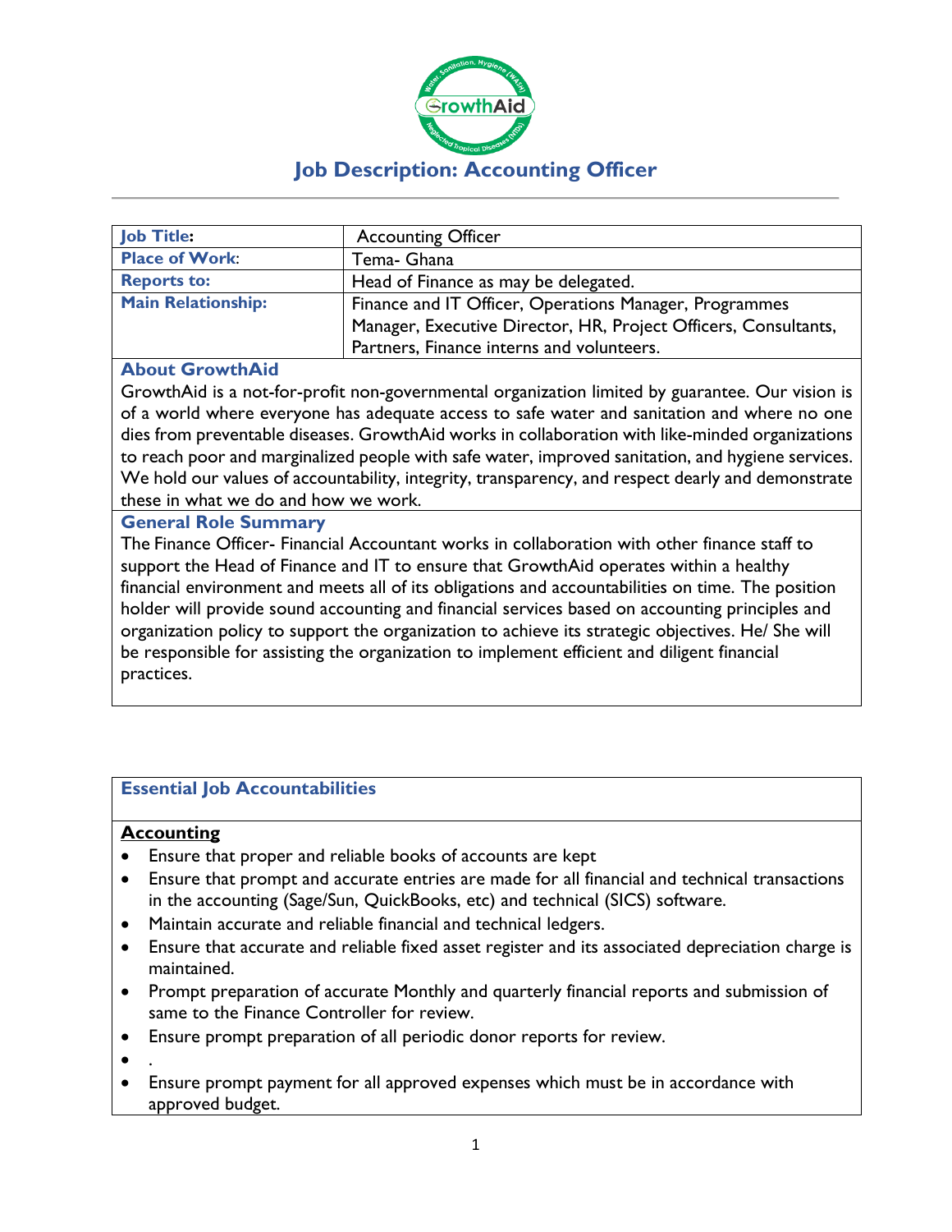# Job Description: Accounting Officer

| Job Title: | Accounting Officer |
| --- | --- |
| Place of Work: | Tema- Ghana |
| Reports to: | Head of Finance as may be delegated. |
| Main Relationship: | Finance and IT Officer, Operations Manager, Programmes Manager, Executive Director, HR, Project Officers, Consultants, Partners, Finance interns and volunteers. |

## About GrowthAid

GrowthAid is a not-for-profit non-governmental organization limited by guarantee. Our vision is of a world where everyone has adequate access to safe water and sanitation and where no one dies from preventable diseases. GrowthAid works in collaboration with like-minded organizations to reach poor and marginalized people with safe water, improved sanitation, and hygiene services. We hold our values of accountability, integrity, transparency, and respect dearly and demonstrate these in what we do and how we work.

## General Role Summary

The Finance Officer- Financial Accountant works in collaboration with other finance staff to support the Head of Finance and IT to ensure that GrowthAid operates within a healthy financial environment and meets all of its obligations and accountabilities on time. The position holder will provide sound accounting and financial services based on accounting principles and organization policy to support the organization to achieve its strategic objectives. He/ She will be responsible for assisting the organization to implement efficient and diligent financial practices.

## Essential Job Accountabilities

### Accounting

- Ensure that proper and reliable books of accounts are kept
- Ensure that prompt and accurate entries are made for all financial and technical transactions in the accounting (Sage/Sun, QuickBooks, etc) and technical (SICS) software.
- Maintain accurate and reliable financial and technical ledgers.
- Ensure that accurate and reliable fixed asset register and its associated depreciation charge is maintained.
- Prompt preparation of accurate Monthly and quarterly financial reports and submission of same to the Finance Controller for review.
- Ensure prompt preparation of all periodic donor reports for review.
- .
- Ensure prompt payment for all approved expenses which must be in accordance with approved budget.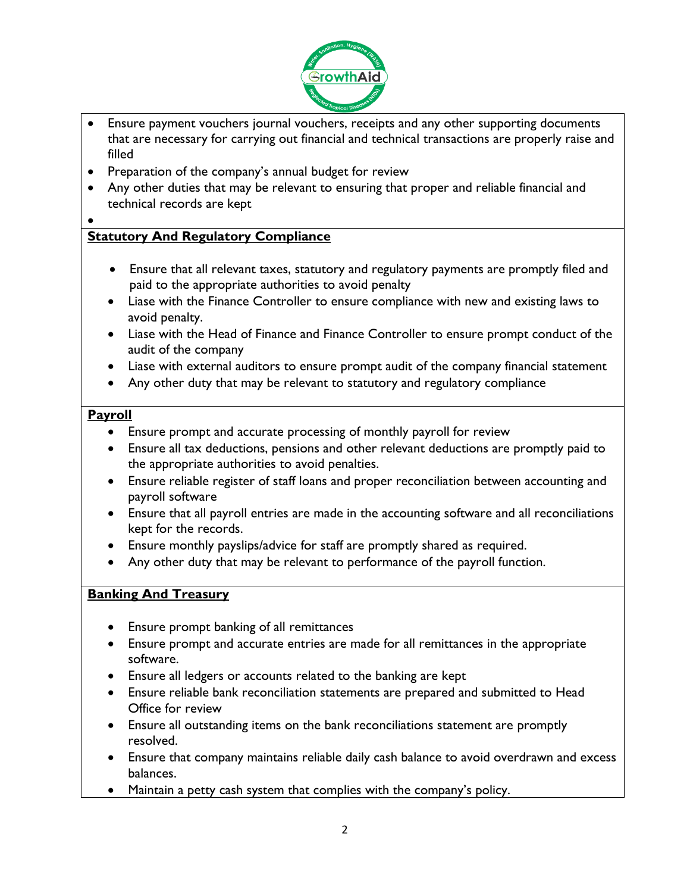- Ensure payment vouchers journal vouchers, receipts and any other supporting documents that are necessary for carrying out financial and technical transactions are properly raise and filled
- Preparation of the company's annual budget for review
- Any other duties that may be relevant to ensuring that proper and reliable financial and technical records are kept
-

**Statutory And Regulatory Compliance**

- Ensure that all relevant taxes, statutory and regulatory payments are promptly filed and paid to the appropriate authorities to avoid penalty
- Liase with the Finance Controller to ensure compliance with new and existing laws to avoid penalty.
- Liase with the Head of Finance and Finance Controller to ensure prompt conduct of the audit of the company
- Liase with external auditors to ensure prompt audit of the company financial statement
- Any other duty that may be relevant to statutory and regulatory compliance

**Payroll**

- Ensure prompt and accurate processing of monthly payroll for review
- Ensure all tax deductions, pensions and other relevant deductions are promptly paid to the appropriate authorities to avoid penalties.
- Ensure reliable register of staff loans and proper reconciliation between accounting and payroll software
- Ensure that all payroll entries are made in the accounting software and all reconciliations kept for the records.
- Ensure monthly payslips/advice for staff are promptly shared as required.
- Any other duty that may be relevant to performance of the payroll function.

**Banking And Treasury**

- Ensure prompt banking of all remittances
- Ensure prompt and accurate entries are made for all remittances in the appropriate software.
- Ensure all ledgers or accounts related to the banking are kept
- Ensure reliable bank reconciliation statements are prepared and submitted to Head Office for review
- Ensure all outstanding items on the bank reconciliations statement are promptly resolved.
- Ensure that company maintains reliable daily cash balance to avoid overdrawn and excess balances.
- Maintain a petty cash system that complies with the company's policy.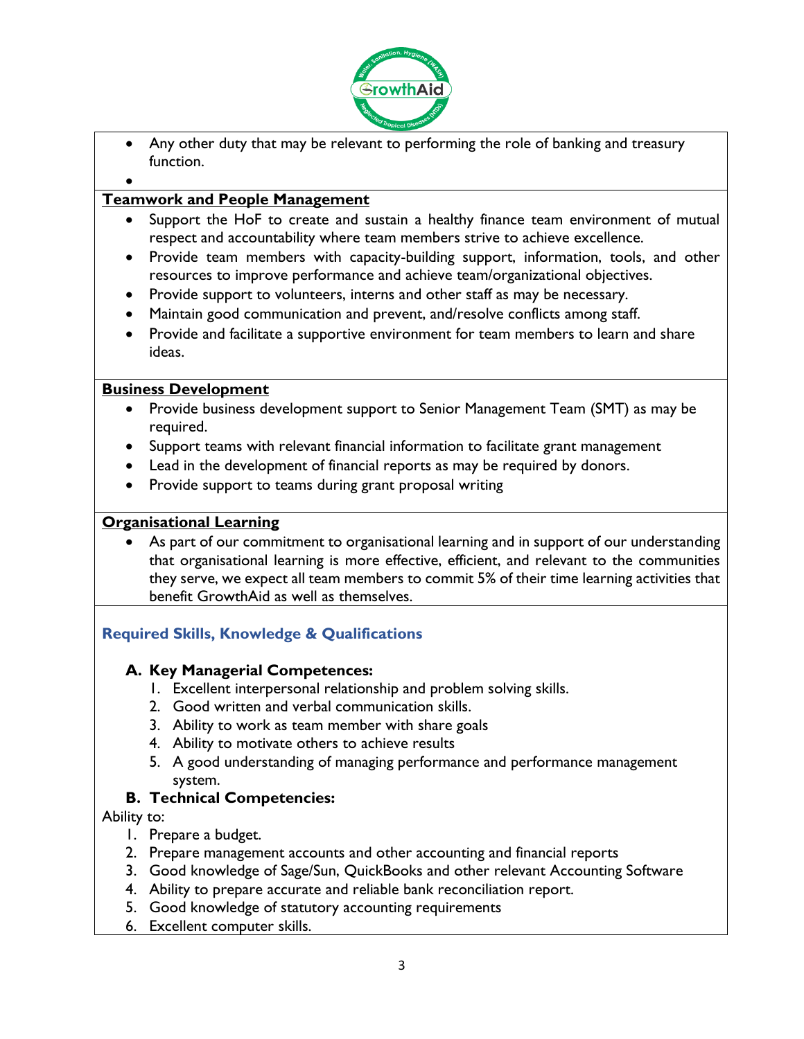- Any other duty that may be relevant to performing the role of banking and treasury function.
-

**Teamwork and People Management**

- Support the HoF to create and sustain a healthy finance team environment of mutual respect and accountability where team members strive to achieve excellence.
- Provide team members with capacity-building support, information, tools, and other resources to improve performance and achieve team/organizational objectives.
- Provide support to volunteers, interns and other staff as may be necessary.
- Maintain good communication and prevent, and/resolve conflicts among staff.
- Provide and facilitate a supportive environment for team members to learn and share ideas.

**Business Development**

- Provide business development support to Senior Management Team (SMT) as may be required.
- Support teams with relevant financial information to facilitate grant management
- Lead in the development of financial reports as may be required by donors.
- Provide support to teams during grant proposal writing

**Organisational Learning**

- As part of our commitment to organisational learning and in support of our understanding that organisational learning is more effective, efficient, and relevant to the communities they serve, we expect all team members to commit 5% of their time learning activities that benefit GrowthAid as well as themselves.

## Required Skills, Knowledge & Qualifications

### A. Key Managerial Competences:

1. Excellent interpersonal relationship and problem solving skills.
2. Good written and verbal communication skills.
3. Ability to work as team member with share goals
4. Ability to motivate others to achieve results
5. A good understanding of managing performance and performance management system.

### B. Technical Competencies:

Ability to:

1. Prepare a budget.
2. Prepare management accounts and other accounting and financial reports
3. Good knowledge of Sage/Sun, QuickBooks and other relevant Accounting Software
4. Ability to prepare accurate and reliable bank reconciliation report.
5. Good knowledge of statutory accounting requirements
6. Excellent computer skills.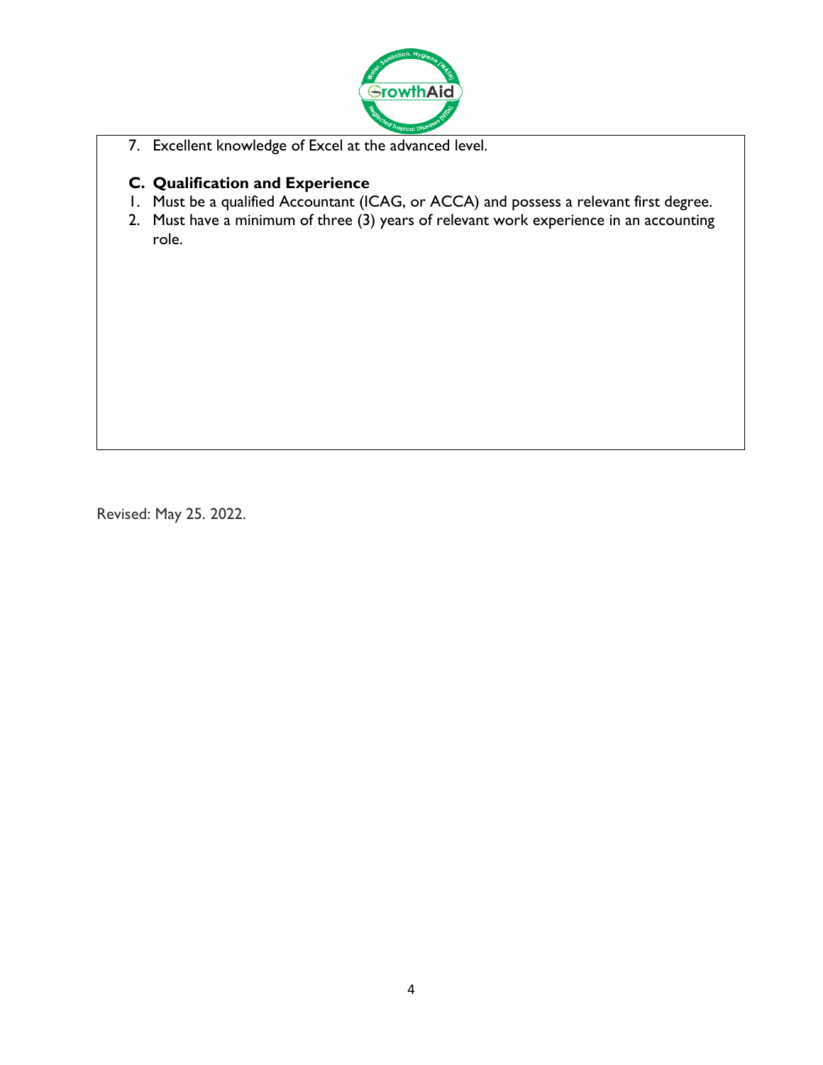7. Excellent knowledge of Excel at the advanced level.

**C. Qualification and Experience**

1. Must be a qualified Accountant (ICAG, or ACCA) and possess a relevant first degree.
2. Must have a minimum of three (3) years of relevant work experience in an accounting role.

Revised: May 25. 2022.